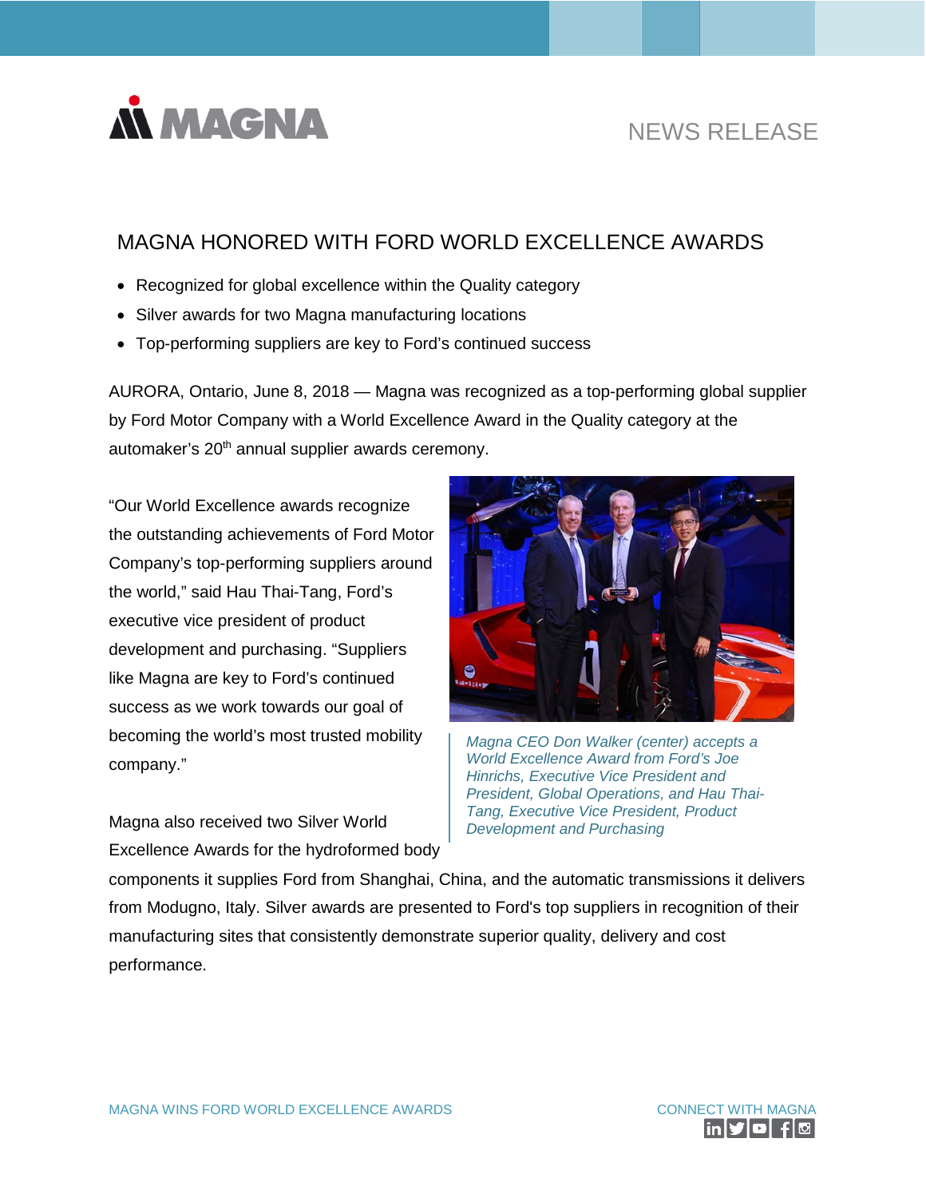# MAGNA HONORED WITH FORD WORLD EXCELLENCE AWARDS

- Recognized for global excellence within the Quality category
- Silver awards for two Magna manufacturing locations
- Top-performing suppliers are key to Ford's continued success

AURORA, Ontario, June 8, 2018 — Magna was recognized as a top-performing global supplier by Ford Motor Company with a World Excellence Award in the Quality category at the automaker's 20th annual supplier awards ceremony.

"Our World Excellence awards recognize the outstanding achievements of Ford Motor Company's top-performing suppliers around the world," said Hau Thai-Tang, Ford's executive vice president of product development and purchasing. "Suppliers like Magna are key to Ford's continued success as we work towards our goal of becoming the world's most trusted mobility company."

*Magna CEO Don Walker (center) accepts a World Excellence Award from Ford's Joe Hinrichs, Executive Vice President and President, Global Operations, and Hau Thai-Tang, Executive Vice President, Product Development and Purchasing*

Magna also received two Silver World Excellence Awards for the hydroformed body components it supplies Ford from Shanghai, China, and the automatic transmissions it delivers from Modugno, Italy. Silver awards are presented to Ford's top suppliers in recognition of their manufacturing sites that consistently demonstrate superior quality, delivery and cost performance.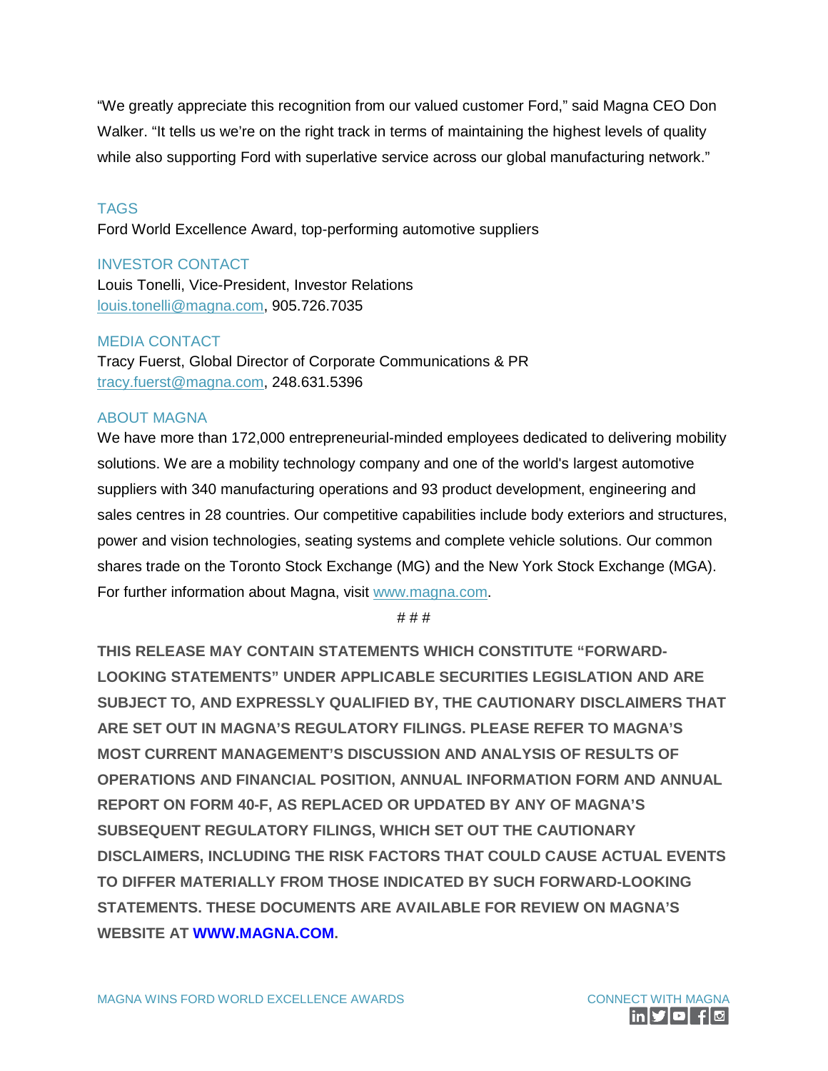"We greatly appreciate this recognition from our valued customer Ford," said Magna CEO Don Walker. "It tells us we're on the right track in terms of maintaining the highest levels of quality while also supporting Ford with superlative service across our global manufacturing network."

## TAGS

Ford World Excellence Award, top-performing automotive suppliers

## INVESTOR CONTACT

Louis Tonelli, Vice-President, Investor Relations
louis.tonelli@magna.com, 905.726.7035

## MEDIA CONTACT

Tracy Fuerst, Global Director of Corporate Communications & PR
tracy.fuerst@magna.com, 248.631.5396

## ABOUT MAGNA

We have more than 172,000 entrepreneurial-minded employees dedicated to delivering mobility solutions. We are a mobility technology company and one of the world's largest automotive suppliers with 340 manufacturing operations and 93 product development, engineering and sales centres in 28 countries. Our competitive capabilities include body exteriors and structures, power and vision technologies, seating systems and complete vehicle solutions. Our common shares trade on the Toronto Stock Exchange (MG) and the New York Stock Exchange (MGA). For further information about Magna, visit www.magna.com.

# # #

**THIS RELEASE MAY CONTAIN STATEMENTS WHICH CONSTITUTE "FORWARD-LOOKING STATEMENTS" UNDER APPLICABLE SECURITIES LEGISLATION AND ARE SUBJECT TO, AND EXPRESSLY QUALIFIED BY, THE CAUTIONARY DISCLAIMERS THAT ARE SET OUT IN MAGNA'S REGULATORY FILINGS. PLEASE REFER TO MAGNA'S MOST CURRENT MANAGEMENT'S DISCUSSION AND ANALYSIS OF RESULTS OF OPERATIONS AND FINANCIAL POSITION, ANNUAL INFORMATION FORM AND ANNUAL REPORT ON FORM 40-F, AS REPLACED OR UPDATED BY ANY OF MAGNA'S SUBSEQUENT REGULATORY FILINGS, WHICH SET OUT THE CAUTIONARY DISCLAIMERS, INCLUDING THE RISK FACTORS THAT COULD CAUSE ACTUAL EVENTS TO DIFFER MATERIALLY FROM THOSE INDICATED BY SUCH FORWARD-LOOKING STATEMENTS. THESE DOCUMENTS ARE AVAILABLE FOR REVIEW ON MAGNA'S WEBSITE AT WWW.MAGNA.COM.**

CONNECT WITH MAGNA